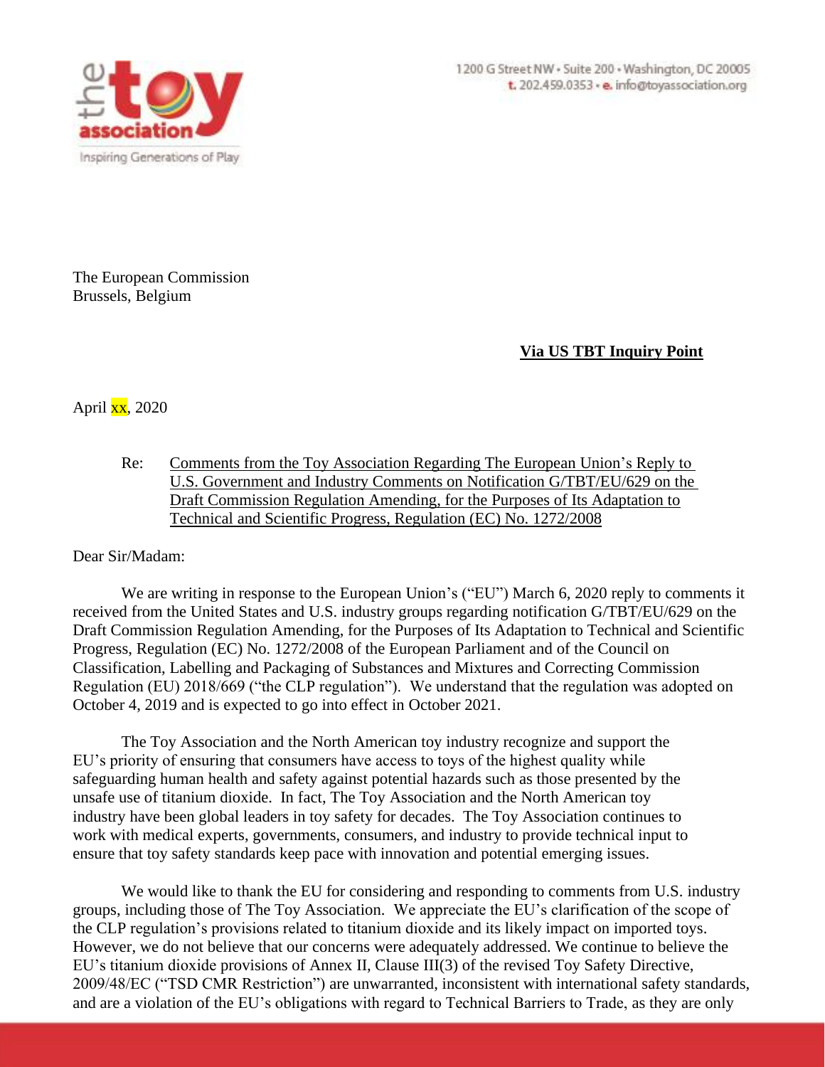1200 G Street NW • Suite 200 • Washington, DC 20005
t. 202.459.0353 • e. info@toyassociation.org

The European Commission
Brussels, Belgium

**Via US TBT Inquiry Point**

April xx, 2020

Re: Comments from the Toy Association Regarding The European Union's Reply to U.S. Government and Industry Comments on Notification G/TBT/EU/629 on the Draft Commission Regulation Amending, for the Purposes of Its Adaptation to Technical and Scientific Progress, Regulation (EC) No. 1272/2008

Dear Sir/Madam:

We are writing in response to the European Union's ("EU") March 6, 2020 reply to comments it received from the United States and U.S. industry groups regarding notification G/TBT/EU/629 on the Draft Commission Regulation Amending, for the Purposes of Its Adaptation to Technical and Scientific Progress, Regulation (EC) No. 1272/2008 of the European Parliament and of the Council on Classification, Labelling and Packaging of Substances and Mixtures and Correcting Commission Regulation (EU) 2018/669 ("the CLP regulation"). We understand that the regulation was adopted on October 4, 2019 and is expected to go into effect in October 2021.

The Toy Association and the North American toy industry recognize and support the EU's priority of ensuring that consumers have access to toys of the highest quality while safeguarding human health and safety against potential hazards such as those presented by the unsafe use of titanium dioxide. In fact, The Toy Association and the North American toy industry have been global leaders in toy safety for decades. The Toy Association continues to work with medical experts, governments, consumers, and industry to provide technical input to ensure that toy safety standards keep pace with innovation and potential emerging issues.

We would like to thank the EU for considering and responding to comments from U.S. industry groups, including those of The Toy Association. We appreciate the EU's clarification of the scope of the CLP regulation's provisions related to titanium dioxide and its likely impact on imported toys. However, we do not believe that our concerns were adequately addressed. We continue to believe the EU's titanium dioxide provisions of Annex II, Clause III(3) of the revised Toy Safety Directive, 2009/48/EC ("TSD CMR Restriction") are unwarranted, inconsistent with international safety standards, and are a violation of the EU's obligations with regard to Technical Barriers to Trade, as they are only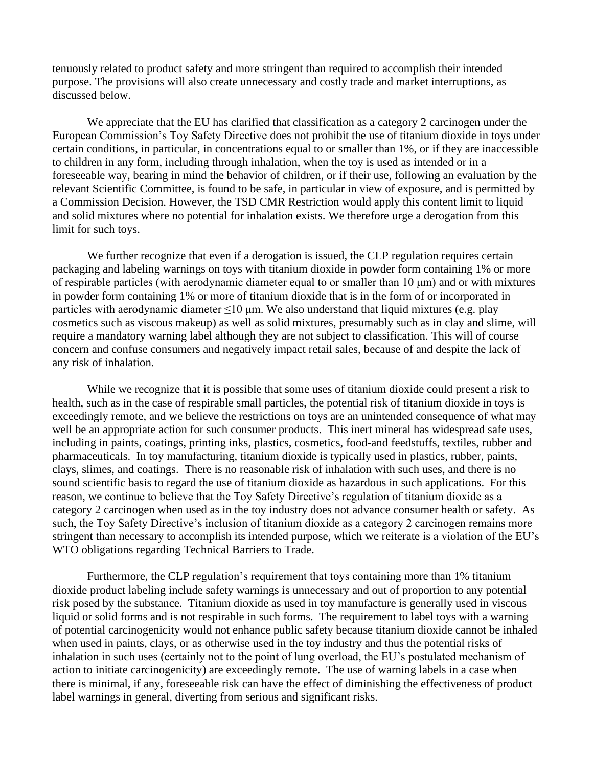tenuously related to product safety and more stringent than required to accomplish their intended purpose. The provisions will also create unnecessary and costly trade and market interruptions, as discussed below.

We appreciate that the EU has clarified that classification as a category 2 carcinogen under the European Commission's Toy Safety Directive does not prohibit the use of titanium dioxide in toys under certain conditions, in particular, in concentrations equal to or smaller than 1%, or if they are inaccessible to children in any form, including through inhalation, when the toy is used as intended or in a foreseeable way, bearing in mind the behavior of children, or if their use, following an evaluation by the relevant Scientific Committee, is found to be safe, in particular in view of exposure, and is permitted by a Commission Decision. However, the TSD CMR Restriction would apply this content limit to liquid and solid mixtures where no potential for inhalation exists. We therefore urge a derogation from this limit for such toys.

We further recognize that even if a derogation is issued, the CLP regulation requires certain packaging and labeling warnings on toys with titanium dioxide in powder form containing 1% or more of respirable particles (with aerodynamic diameter equal to or smaller than 10 μm) and or with mixtures in powder form containing 1% or more of titanium dioxide that is in the form of or incorporated in particles with aerodynamic diameter $\leq$10 μm. We also understand that liquid mixtures (e.g. play cosmetics such as viscous makeup) as well as solid mixtures, presumably such as in clay and slime, will require a mandatory warning label although they are not subject to classification. This will of course concern and confuse consumers and negatively impact retail sales, because of and despite the lack of any risk of inhalation.

While we recognize that it is possible that some uses of titanium dioxide could present a risk to health, such as in the case of respirable small particles, the potential risk of titanium dioxide in toys is exceedingly remote, and we believe the restrictions on toys are an unintended consequence of what may well be an appropriate action for such consumer products. This inert mineral has widespread safe uses, including in paints, coatings, printing inks, plastics, cosmetics, food-and feedstuffs, textiles, rubber and pharmaceuticals. In toy manufacturing, titanium dioxide is typically used in plastics, rubber, paints, clays, slimes, and coatings. There is no reasonable risk of inhalation with such uses, and there is no sound scientific basis to regard the use of titanium dioxide as hazardous in such applications. For this reason, we continue to believe that the Toy Safety Directive's regulation of titanium dioxide as a category 2 carcinogen when used as in the toy industry does not advance consumer health or safety. As such, the Toy Safety Directive's inclusion of titanium dioxide as a category 2 carcinogen remains more stringent than necessary to accomplish its intended purpose, which we reiterate is a violation of the EU's WTO obligations regarding Technical Barriers to Trade.

Furthermore, the CLP regulation's requirement that toys containing more than 1% titanium dioxide product labeling include safety warnings is unnecessary and out of proportion to any potential risk posed by the substance. Titanium dioxide as used in toy manufacture is generally used in viscous liquid or solid forms and is not respirable in such forms. The requirement to label toys with a warning of potential carcinogenicity would not enhance public safety because titanium dioxide cannot be inhaled when used in paints, clays, or as otherwise used in the toy industry and thus the potential risks of inhalation in such uses (certainly not to the point of lung overload, the EU's postulated mechanism of action to initiate carcinogenicity) are exceedingly remote. The use of warning labels in a case when there is minimal, if any, foreseeable risk can have the effect of diminishing the effectiveness of product label warnings in general, diverting from serious and significant risks.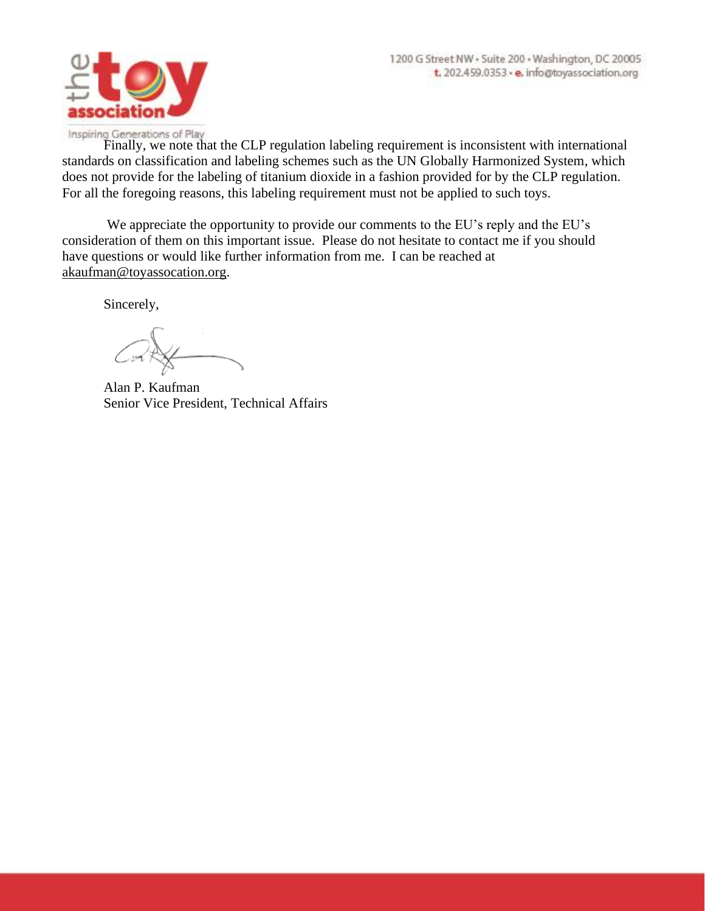Finally, we note that the CLP regulation labeling requirement is inconsistent with international standards on classification and labeling schemes such as the UN Globally Harmonized System, which does not provide for the labeling of titanium dioxide in a fashion provided for by the CLP regulation. For all the foregoing reasons, this labeling requirement must not be applied to such toys.

We appreciate the opportunity to provide our comments to the EU's reply and the EU's consideration of them on this important issue. Please do not hesitate to contact me if you should have questions or would like further information from me. I can be reached at akaufman@toyassocation.org.

Sincerely,

Alan P. Kaufman
Senior Vice President, Technical Affairs